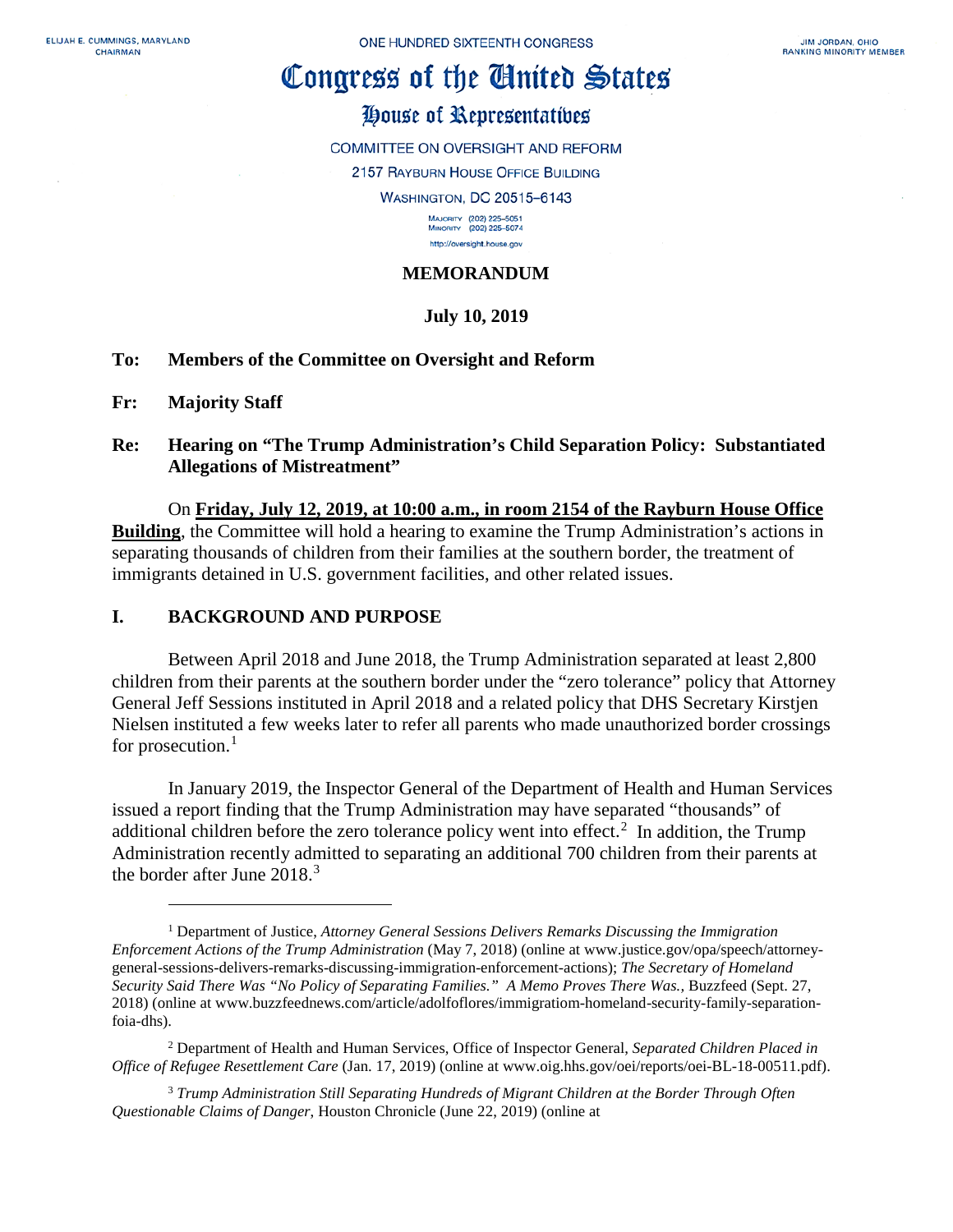ELIJAH E. CUMMINGS, MARYLAND
CHAIRMAN

ONE HUNDRED SIXTEENTH CONGRESS

JIM JORDAN, OHIO
RANKING MINORITY MEMBER

# Congress of the United States

## House of Representatives

COMMITTEE ON OVERSIGHT AND REFORM

2157 RAYBURN HOUSE OFFICE BUILDING

WASHINGTON, DC 20515–6143

MAJORITY (202) 225–5051
MINORITY (202) 225–5074

http://oversight.house.gov

**MEMORANDUM**

**July 10, 2019**

**To: Members of the Committee on Oversight and Reform**

**Fr: Majority Staff**

**Re: Hearing on "The Trump Administration's Child Separation Policy: Substantiated Allegations of Mistreatment"**

On **Friday, July 12, 2019, at 10:00 a.m., in room 2154 of the Rayburn House Office Building**, the Committee will hold a hearing to examine the Trump Administration's actions in separating thousands of children from their families at the southern border, the treatment of immigrants detained in U.S. government facilities, and other related issues.

## I. BACKGROUND AND PURPOSE

Between April 2018 and June 2018, the Trump Administration separated at least 2,800 children from their parents at the southern border under the "zero tolerance" policy that Attorney General Jeff Sessions instituted in April 2018 and a related policy that DHS Secretary Kirstjen Nielsen instituted a few weeks later to refer all parents who made unauthorized border crossings for prosecution.[1]

In January 2019, the Inspector General of the Department of Health and Human Services issued a report finding that the Trump Administration may have separated "thousands" of additional children before the zero tolerance policy went into effect.[2] In addition, the Trump Administration recently admitted to separating an additional 700 children from their parents at the border after June 2018.[3]

---

[1] Department of Justice, *Attorney General Sessions Delivers Remarks Discussing the Immigration Enforcement Actions of the Trump Administration* (May 7, 2018) (online at www.justice.gov/opa/speech/attorney-general-sessions-delivers-remarks-discussing-immigration-enforcement-actions); *The Secretary of Homeland Security Said There Was "No Policy of Separating Families." A Memo Proves There Was.*, Buzzfeed (Sept. 27, 2018) (online at www.buzzfeednews.com/article/adolfoflores/immigratiom-homeland-security-family-separation-foia-dhs).

[2] Department of Health and Human Services, Office of Inspector General, *Separated Children Placed in Office of Refugee Resettlement Care* (Jan. 17, 2019) (online at www.oig.hhs.gov/oei/reports/oei-BL-18-00511.pdf).

[3] *Trump Administration Still Separating Hundreds of Migrant Children at the Border Through Often Questionable Claims of Danger*, Houston Chronicle (June 22, 2019) (online at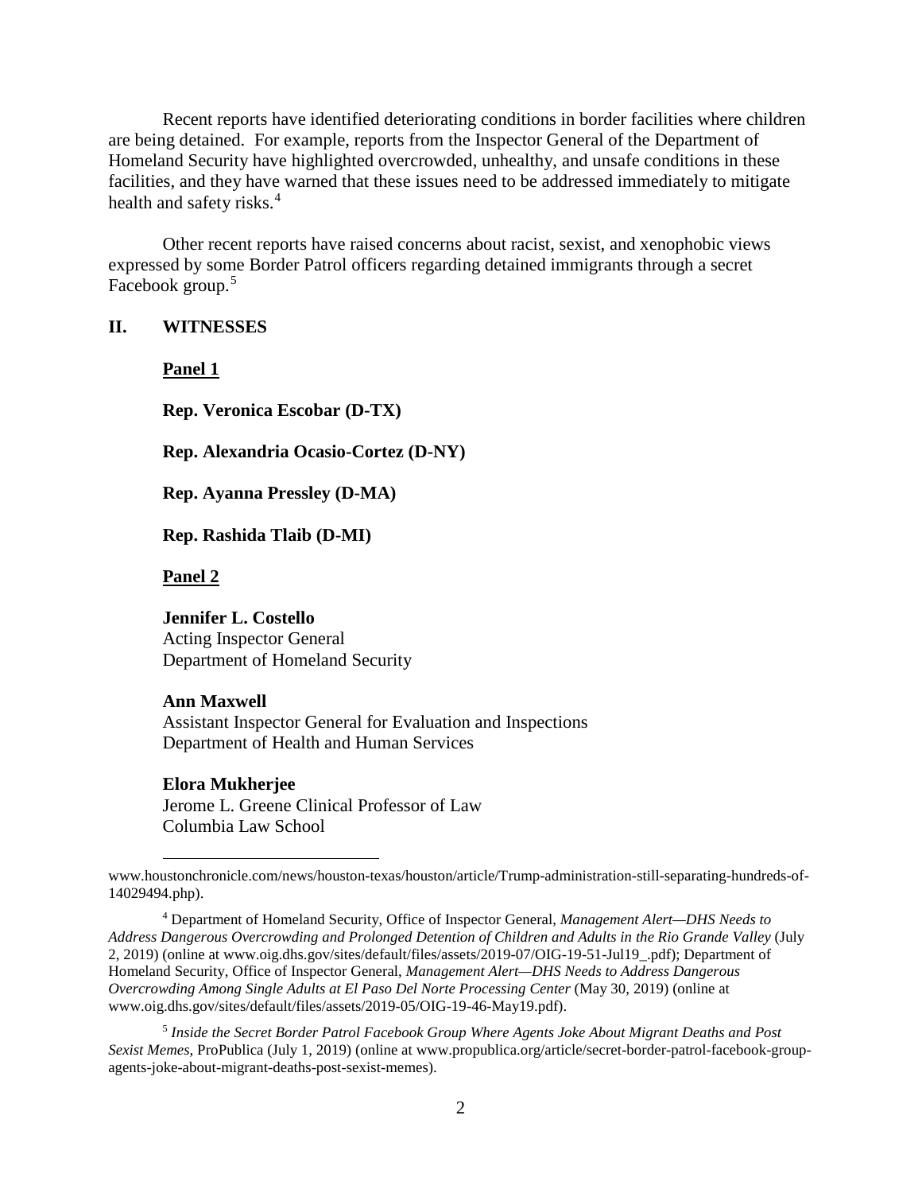Recent reports have identified deteriorating conditions in border facilities where children are being detained. For example, reports from the Inspector General of the Department of Homeland Security have highlighted overcrowded, unhealthy, and unsafe conditions in these facilities, and they have warned that these issues need to be addressed immediately to mitigate health and safety risks.[4]

Other recent reports have raised concerns about racist, sexist, and xenophobic views expressed by some Border Patrol officers regarding detained immigrants through a secret Facebook group.[5]

## II. WITNESSES

**Panel 1**

**Rep. Veronica Escobar (D-TX)**

**Rep. Alexandria Ocasio-Cortez (D-NY)**

**Rep. Ayanna Pressley (D-MA)**

**Rep. Rashida Tlaib (D-MI)**

**Panel 2**

**Jennifer L. Costello**
Acting Inspector General
Department of Homeland Security

**Ann Maxwell**
Assistant Inspector General for Evaluation and Inspections
Department of Health and Human Services

**Elora Mukherjee**
Jerome L. Greene Clinical Professor of Law
Columbia Law School

---

www.houstonchronicle.com/news/houston-texas/houston/article/Trump-administration-still-separating-hundreds-of-14029494.php).

[4] Department of Homeland Security, Office of Inspector General, *Management Alert—DHS Needs to Address Dangerous Overcrowding and Prolonged Detention of Children and Adults in the Rio Grande Valley* (July 2, 2019) (online at www.oig.dhs.gov/sites/default/files/assets/2019-07/OIG-19-51-Jul19_.pdf); Department of Homeland Security, Office of Inspector General, *Management Alert—DHS Needs to Address Dangerous Overcrowding Among Single Adults at El Paso Del Norte Processing Center* (May 30, 2019) (online at www.oig.dhs.gov/sites/default/files/assets/2019-05/OIG-19-46-May19.pdf).

[5] *Inside the Secret Border Patrol Facebook Group Where Agents Joke About Migrant Deaths and Post Sexist Memes*, ProPublica (July 1, 2019) (online at www.propublica.org/article/secret-border-patrol-facebook-group-agents-joke-about-migrant-deaths-post-sexist-memes).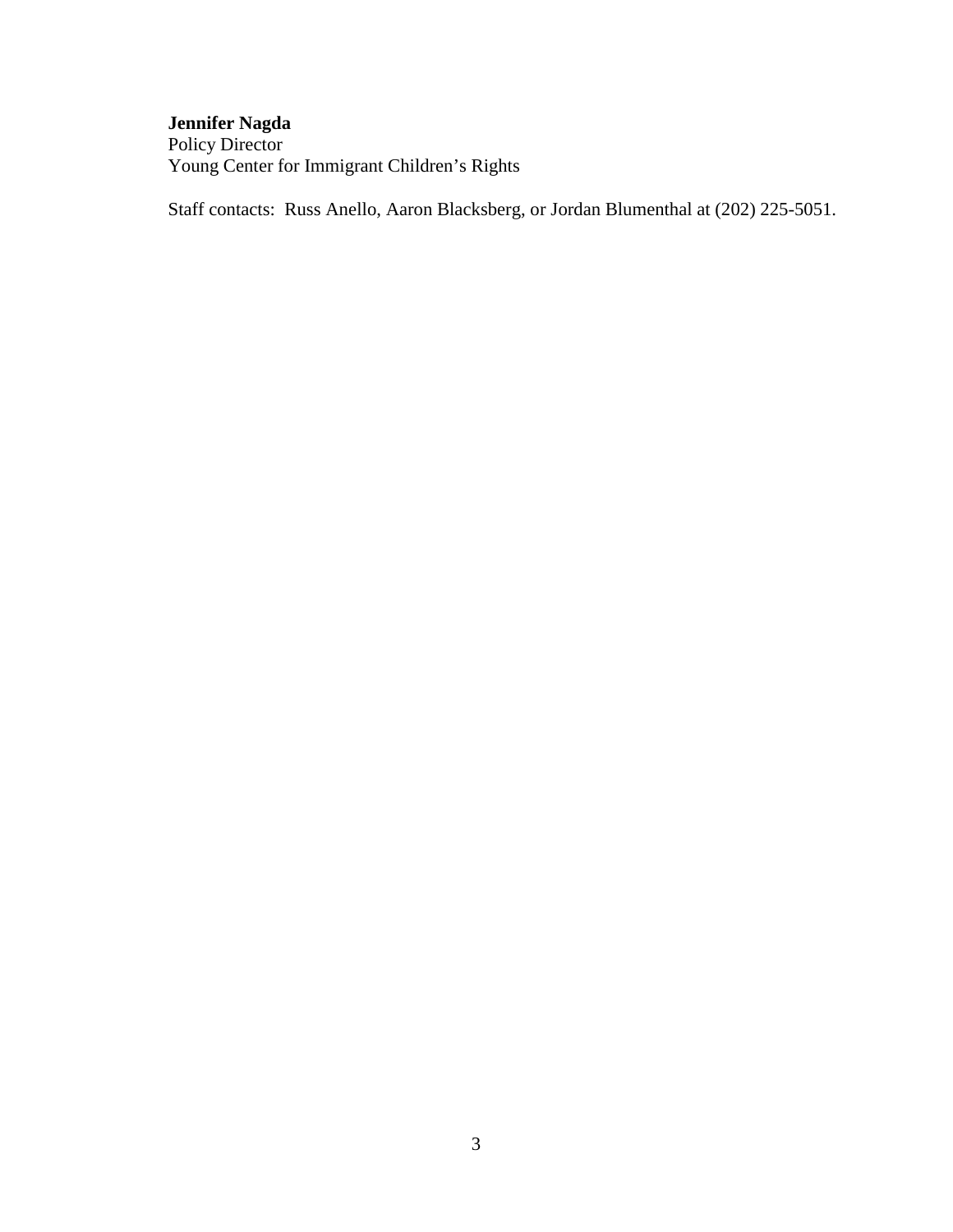**Jennifer Nagda**
Policy Director
Young Center for Immigrant Children's Rights

Staff contacts: Russ Anello, Aaron Blacksberg, or Jordan Blumenthal at (202) 225-5051.